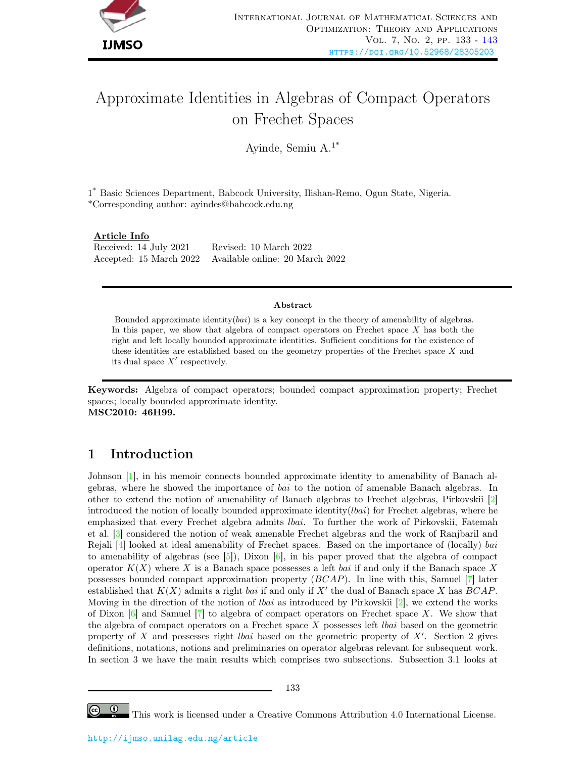# Approximate Identities in Algebras of Compact Operators on Frechet Spaces

Ayinde, Semiu A.[1*]

[1*] Basic Sciences Department, Babcock University, Ilishan-Remo, Ogun State, Nigeria.
*Corresponding author: ayindes@babcock.edu.ng

**Article Info**

Received: 14 July 2021 Revised: 10 March 2022
Accepted: 15 March 2022 Available online: 20 March 2022

**Abstract**

Bounded approximate identity(*bai*) is a key concept in the theory of amenability of algebras. In this paper, we show that algebra of compact operators on Frechet space $X$ has both the right and left locally bounded approximate identities. Sufficient conditions for the existence of these identities are established based on the geometry properties of the Frechet space $X$ and its dual space $X'$ respectively.

**Keywords:** Algebra of compact operators; bounded compact approximation property; Frechet spaces; locally bounded approximate identity.
**MSC2010: 46H99.**

## 1 Introduction

Johnson [1], in his memoir connects bounded approximate identity to amenability of Banach algebras, where he showed the importance of *bai* to the notion of amenable Banach algebras. In other to extend the notion of amenability of Banach algebras to Frechet algebras, Pirkovskii [2] introduced the notion of locally bounded approximate identity(*lbai*) for Frechet algebras, where he emphasized that every Frechet algebra admits *lbai*. To further the work of Pirkovskii, Fatemah et al. [3] considered the notion of weak amenable Frechet algebras and the work of Ranjbaril and Rejali [4] looked at ideal amenability of Frechet spaces. Based on the importance of (locally) *bai* to amenability of algebras (see [5]), Dixon [6], in his paper proved that the algebra of compact operator $K(X)$ where $X$ is a Banach space possesses a left *bai* if and only if the Banach space $X$ possesses bounded compact approximation property ($BCAP$). In line with this, Samuel [7] later established that $K(X)$ admits a right *bai* if and only if $X'$ the dual of Banach space $X$ has $BCAP$. Moving in the direction of the notion of *lbai* as introduced by Pirkovskii [2], we extend the works of Dixon [6] and Samuel [7] to algebra of compact operators on Frechet space $X$. We show that the algebra of compact operators on a Frechet space $X$ possesses left *lbai* based on the geometric property of $X$ and possesses right *lbai* based on the geometric property of $X'$. Section 2 gives definitions, notations, notions and preliminaries on operator algebras relevant for subsequent work. In section 3 we have the main results which comprises two subsections. Subsection 3.1 looks at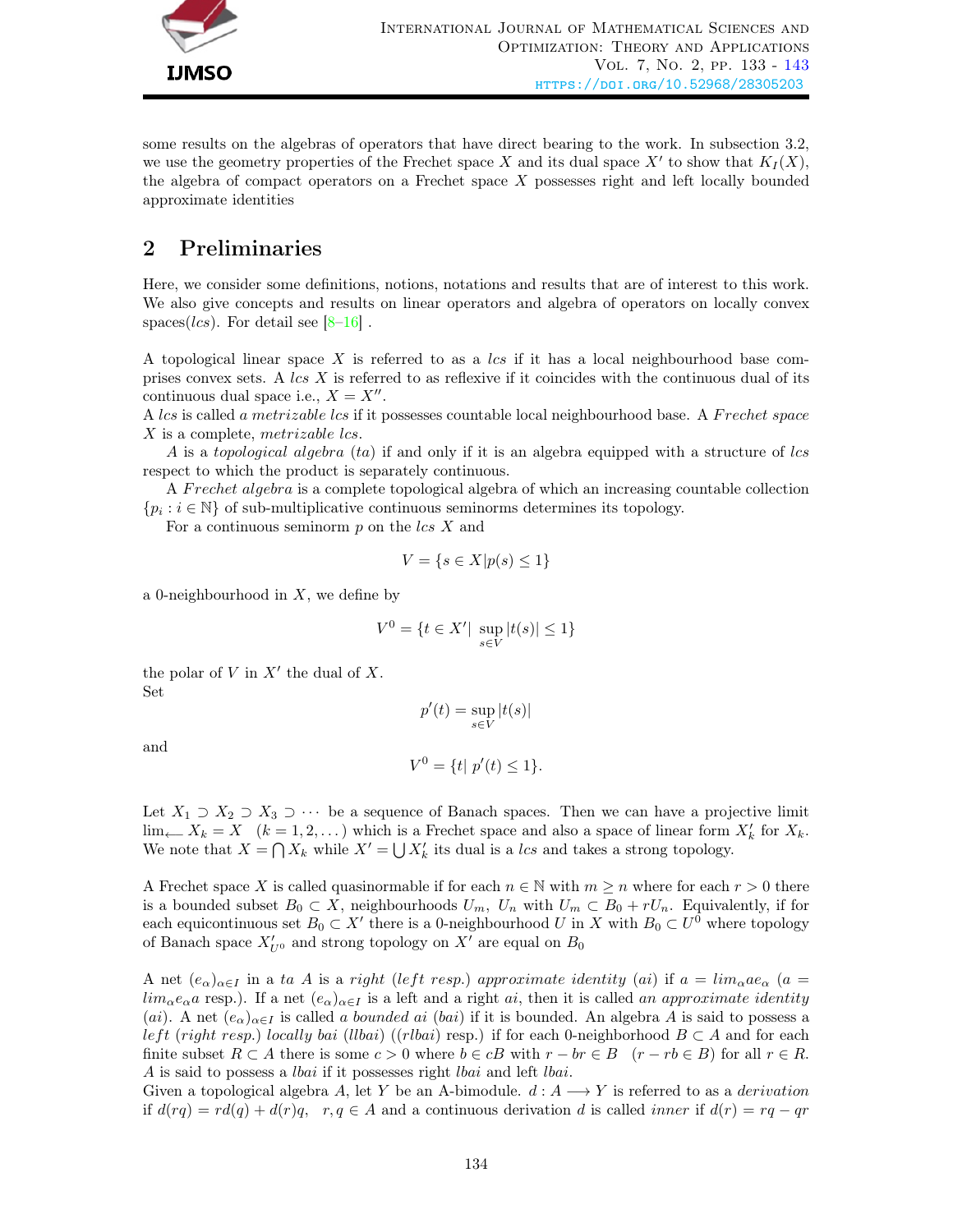some results on the algebras of operators that have direct bearing to the work. In subsection 3.2, we use the geometry properties of the Frechet space $X$ and its dual space $X'$ to show that $K_I(X)$, the algebra of compact operators on a Frechet space $X$ possesses right and left locally bounded approximate identities

## 2 Preliminaries

Here, we consider some definitions, notions, notations and results that are of interest to this work. We also give concepts and results on linear operators and algebra of operators on locally convex spaces(*lcs*). For detail see [8–16] .

A topological linear space $X$ is referred to as a *lcs* if it has a local neighbourhood base comprises convex sets. A *lcs* $X$ is referred to as reflexive if it coincides with the continuous dual of its continuous dual space i.e., $X = X''$.
A *lcs* is called *a metrizable lcs* if it possesses countable local neighbourhood base. A *Frechet space* $X$ is a complete, *metrizable lcs*.

$A$ is a *topological algebra* (*ta*) if and only if it is an algebra equipped with a structure of *lcs* respect to which the product is separately continuous.

A *Frechet algebra* is a complete topological algebra of which an increasing countable collection $\{p_i : i \in \mathbb{N}\}$ of sub-multiplicative continuous seminorms determines its topology.

For a continuous seminorm $p$ on the *lcs* $X$ and

$$V = \{s \in X | p(s) \leq 1\}$$

a 0-neighbourhood in $X$, we define by

$$V^0 = \{t \in X' | \sup_{s \in V} |t(s)| \leq 1\}$$

the polar of $V$ in $X'$ the dual of $X$.
Set

$$p'(t) = \sup_{s \in V} |t(s)|$$

and

$$V^0 = \{t | \; p'(t) \leq 1\}.$$

Let $X_1 \supset X_2 \supset X_3 \supset \cdots$ be a sequence of Banach spaces. Then we can have a projective limit $\lim_{\longleftarrow} X_k = X \quad (k = 1, 2, \dots)$ which is a Frechet space and also a space of linear form $X'_k$ for $X_k$. We note that $X = \bigcap X_k$ while $X' = \bigcup X'_k$ its dual is a *lcs* and takes a strong topology.

A Frechet space $X$ is called quasinormable if for each $n \in \mathbb{N}$ with $m \geq n$ where for each $r > 0$ there is a bounded subset $B_0 \subset X$, neighbourhoods $U_m$, $U_n$ with $U_m \subset B_0 + rU_n$. Equivalently, if for each equicontinuous set $B_0 \subset X'$ there is a 0-neighbourhood $U$ in $X$ with $B_0 \subset U^0$ where topology of Banach space $X'_{U^0}$ and strong topology on $X'$ are equal on $B_0$

A net $(e_\alpha)_{\alpha \in I}$ in a *ta* $A$ is a *right* (*left resp.*) *approximate identity* (*ai*) if $a = lim_\alpha a e_\alpha$ ($a = lim_\alpha e_\alpha a$ resp.). If a net $(e_\alpha)_{\alpha \in I}$ is a left and a right *ai*, then it is called *an approximate identity* (*ai*). A net $(e_\alpha)_{\alpha \in I}$ is called *a bounded ai* (*bai*) if it is bounded. An algebra $A$ is said to possess a *left* (*right resp.*) *locally bai* (*llbai*) ((*rlbai*) resp.) if for each 0-neighborhood $B \subset A$ and for each finite subset $R \subset A$ there is some $c > 0$ where $b \in cB$ with $r - br \in B \quad (r - rb \in B)$ for all $r \in R$. $A$ is said to possess a *lbai* if it possesses right *lbai* and left *lbai*.
Given a topological algebra $A$, let $Y$ be an A-bimodule. $d : A \longrightarrow Y$ is referred to as a *derivation* if $d(rq) = rd(q) + d(r)q, \quad r, q \in A$ and a continuous derivation $d$ is called *inner* if $d(r) = rq - qr$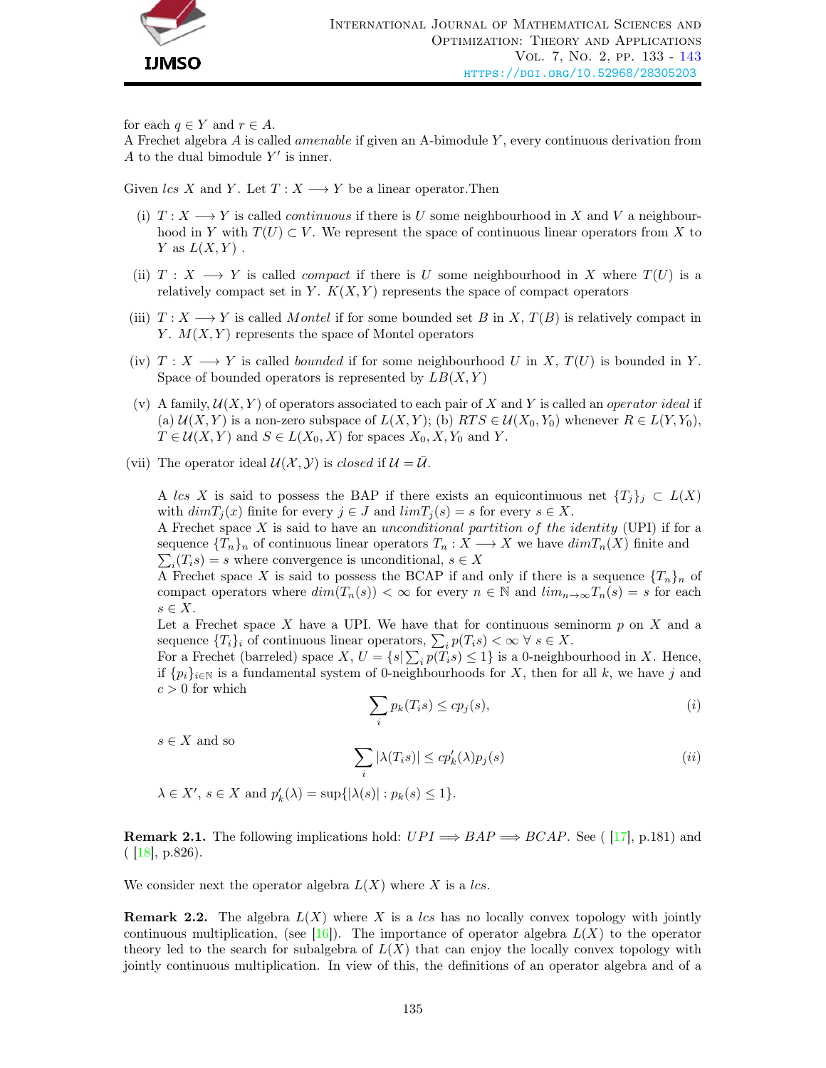for each $q \in Y$ and $r \in A$.
A Frechet algebra $A$ is called *amenable* if given an A-bimodule $Y$, every continuous derivation from $A$ to the dual bimodule $Y'$ is inner.

Given *lcs* $X$ and $Y$. Let $T : X \longrightarrow Y$ be a linear operator.Then

(i) $T : X \longrightarrow Y$ is called *continuous* if there is $U$ some neighbourhood in $X$ and $V$ a neighbourhood in $Y$ with $T(U) \subset V$. We represent the space of continuous linear operators from $X$ to $Y$ as $L(X, Y)$ .

(ii) $T : X \longrightarrow Y$ is called *compact* if there is $U$ some neighbourhood in $X$ where $T(U)$ is a relatively compact set in $Y$. $K(X, Y)$ represents the space of compact operators

(iii) $T : X \longrightarrow Y$ is called *Montel* if for some bounded set $B$ in $X$, $T(B)$ is relatively compact in $Y$. $M(X, Y)$ represents the space of Montel operators

(iv) $T : X \longrightarrow Y$ is called *bounded* if for some neighbourhood $U$ in $X$, $T(U)$ is bounded in $Y$. Space of bounded operators is represented by $LB(X, Y)$

(v) A family, $\mathcal{U}(X, Y)$ of operators associated to each pair of $X$ and $Y$ is called an *operator ideal* if (a) $\mathcal{U}(X, Y)$ is a non-zero subspace of $L(X, Y)$; (b) $RTS \in \mathcal{U}(X_0, Y_0)$ whenever $R \in L(Y, Y_0)$, $T \in \mathcal{U}(X, Y)$ and $S \in L(X_0, X)$ for spaces $X_0, X, Y_0$ and $Y$.

(vii) The operator ideal $\mathcal{U}(\mathcal{X}, \mathcal{Y})$ is *closed* if $\mathcal{U} = \bar{\mathcal{U}}$.

A *lcs* $X$ is said to possess the BAP if there exists an equicontinuous net $\{T_j\}_j \subset L(X)$ with $dim T_j(x)$ finite for every $j \in J$ and $lim T_j(s) = s$ for every $s \in X$.
A Frechet space $X$ is said to have an *unconditional partition of the identity* (UPI) if for a sequence $\{T_n\}_n$ of continuous linear operators $T_n : X \longrightarrow X$ we have $dim T_n(X)$ finite and $\sum_i (T_i s) = s$ where convergence is unconditional, $s \in X$
A Frechet space $X$ is said to possess the BCAP if and only if there is a sequence $\{T_n\}_n$ of compact operators where $dim(T_n(s)) < \infty$ for every $n \in \mathbb{N}$ and $lim_{n\to\infty} T_n(s) = s$ for each $s \in X$.
Let a Frechet space $X$ have a UPI. We have that for continuous seminorm $p$ on $X$ and a sequence $\{T_i\}_i$ of continuous linear operators, $\sum_i p(T_i s) < \infty \ \forall \ s \in X$.
For a Frechet (barreled) space $X$, $U = \{s | \sum_i p(T_i s) \leq 1\}$ is a 0-neighbourhood in $X$. Hence, if $\{p_i\}_{i\in\mathbb{N}}$ is a fundamental system of 0-neighbourhoods for $X$, then for all $k$, we have $j$ and $c > 0$ for which

$$\sum_i p_k(T_i s) \leq c p_j(s), \tag{i}$$

$s \in X$ and so

$$\sum_i |\lambda(T_i s)| \leq c p'_k(\lambda) p_j(s) \tag{ii}$$

$\lambda \in X'$, $s \in X$ and $p'_k(\lambda) = \sup\{|\lambda(s)| : p_k(s) \leq 1\}$.

**Remark 2.1.** The following implications hold: $UPI \Longrightarrow BAP \Longrightarrow BCAP$. See ( [17], p.181) and ( [18], p.826).

We consider next the operator algebra $L(X)$ where $X$ is a *lcs*.

**Remark 2.2.** The algebra $L(X)$ where $X$ is a *lcs* has no locally convex topology with jointly continuous multiplication, (see [16]). The importance of operator algebra $L(X)$ to the operator theory led to the search for subalgebra of $L(X)$ that can enjoy the locally convex topology with jointly continuous multiplication. In view of this, the definitions of an operator algebra and of a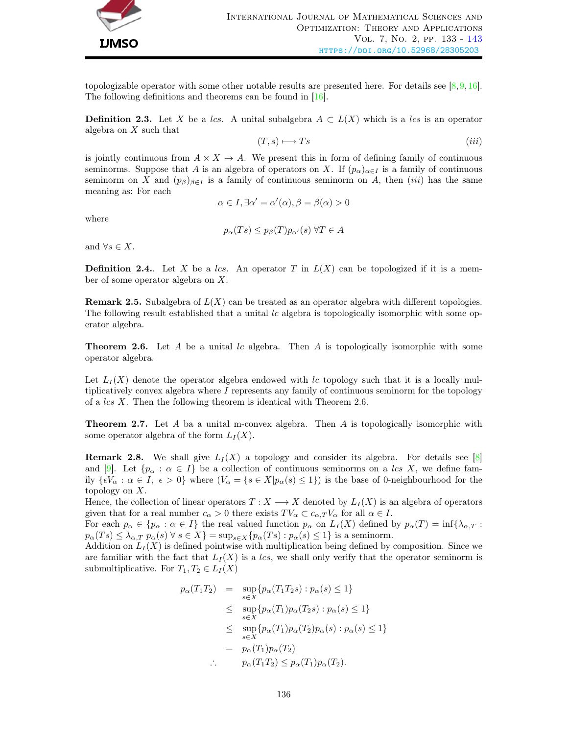topologizable operator with some other notable results are presented here. For details see [8, 9, 16]. The following definitions and theorems can be found in [16].

**Definition 2.3.** Let $X$ be a *lcs*. A unital subalgebra $A \subset L(X)$ which is a *lcs* is an operator algebra on $X$ such that

$$(T, s) \longmapsto Ts \tag{iii}$$

is jointly continuous from $A \times X \to A$. We present this in form of defining family of continuous seminorms. Suppose that $A$ is an algebra of operators on $X$. If $(p_\alpha)_{\alpha \in I}$ is a family of continuous seminorm on $X$ and $(p_\beta)_{\beta \in I}$ is a family of continuous seminorm on $A$, then $(iii)$ has the same meaning as: For each

$$\alpha \in I, \exists \alpha' = \alpha'(\alpha), \beta = \beta(\alpha) > 0$$

where

$$p_\alpha(Ts) \leq p_\beta(T) p_{\alpha'}(s) \;\forall T \in A$$

and $\forall s \in X$.

**Definition 2.4.**. Let $X$ be a *lcs*. An operator $T$ in $L(X)$ can be topologized if it is a member of some operator algebra on $X$.

**Remark 2.5.** Subalgebra of $L(X)$ can be treated as an operator algebra with different topologies. The following result established that a unital *lc* algebra is topologically isomorphic with some operator algebra.

**Theorem 2.6.** *Let $A$ be a unital lc algebra. Then $A$ is topologically isomorphic with some operator algebra.*

Let $L_I(X)$ denote the operator algebra endowed with *lc* topology such that it is a locally multiplicatively convex algebra where $I$ represents any family of continuous seminorm for the topology of a *lcs* $X$. Then the following theorem is identical with Theorem 2.6.

**Theorem 2.7.** *Let $A$ ba a unital m-convex algebra. Then $A$ is topologically isomorphic with some operator algebra of the form $L_I(X)$.*

**Remark 2.8.** We shall give $L_I(X)$ a topology and consider its algebra. For details see [8] and [9]. Let $\{p_\alpha : \alpha \in I\}$ be a collection of continuous seminorms on a *lcs* $X$, we define family $\{\epsilon V_\alpha : \alpha \in I, \; \epsilon > 0\}$ where $(V_\alpha = \{s \in X | p_\alpha(s) \leq 1\})$ is the base of 0-neighbourhood for the topology on $X$.
Hence, the collection of linear operators $T : X \longrightarrow X$ denoted by $L_I(X)$ is an algebra of operators given that for a real number $c_\alpha > 0$ there exists $TV_\alpha \subset c_{\alpha,T} V_\alpha$ for all $\alpha \in I$.
For each $p_\alpha \in \{p_\alpha : \alpha \in I\}$ the real valued function $p_\alpha$ on $L_I(X)$ defined by $p_\alpha(T) = \inf\{\lambda_{\alpha,T} : p_\alpha(Ts) \leq \lambda_{\alpha,T}\, p_\alpha(s) \;\forall\, s \in X\} = \sup_{s \in X}\{p_\alpha(Ts) : p_\alpha(s) \leq 1\}$ is a seminorm.
Addition on $L_I(X)$ is defined pointwise with multiplication being defined by composition. Since we are familiar with the fact that $L_I(X)$ is a *lcs*, we shall only verify that the operator seminorm is submultiplicative. For $T_1, T_2 \in L_I(X)$

$$\begin{aligned}
p_\alpha(T_1T_2) &= \sup_{s \in X}\{p_\alpha(T_1T_2s) : p_\alpha(s) \leq 1\} \\
&\leq \sup_{s \in X}\{p_\alpha(T_1)p_\alpha(T_2s) : p_\alpha(s) \leq 1\} \\
&\leq \sup_{s \in X}\{p_\alpha(T_1)p_\alpha(T_2)p_\alpha(s) : p_\alpha(s) \leq 1\} \\
&= p_\alpha(T_1)p_\alpha(T_2) \\
\therefore \quad & \quad p_\alpha(T_1T_2) \leq p_\alpha(T_1)p_\alpha(T_2).
\end{aligned}$$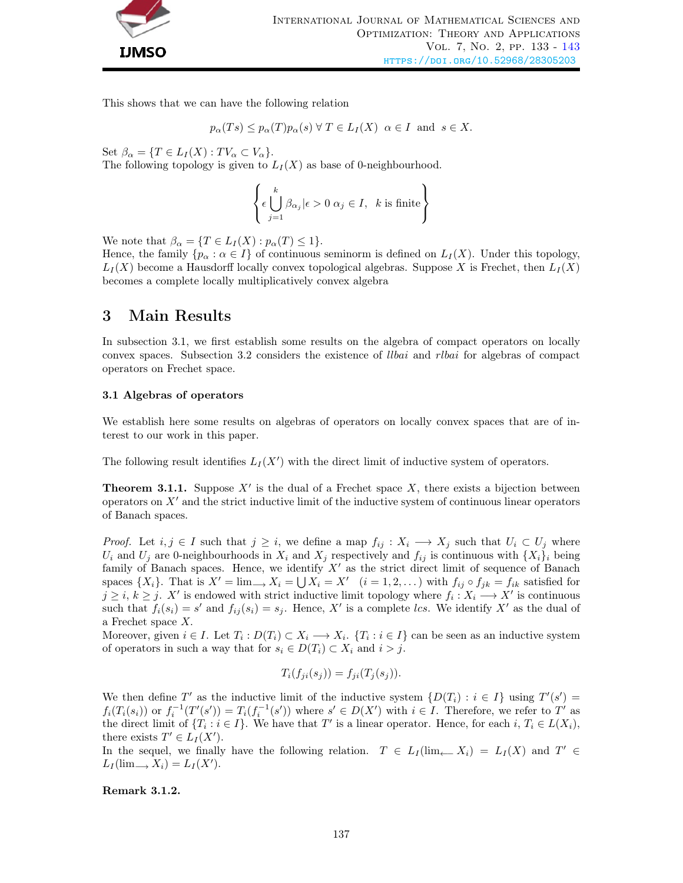This shows that we can have the following relation

$$p_\alpha(Ts) \leq p_\alpha(T)p_\alpha(s) \;\forall\; T \in L_I(X) \;\; \alpha \in I \;\text{ and }\; s \in X.$$

Set $\beta_\alpha = \{T \in L_I(X) : TV_\alpha \subset V_\alpha\}$.
The following topology is given to $L_I(X)$ as base of 0-neighbourhood.

$$\left\{ \epsilon \bigcup_{j=1}^{k} \beta_{\alpha_j} | \epsilon > 0 \;\alpha_j \in I, \;\; k \text{ is finite} \right\}$$

We note that $\beta_\alpha = \{T \in L_I(X) : p_\alpha(T) \leq 1\}$.
Hence, the family $\{p_\alpha : \alpha \in I\}$ of continuous seminorm is defined on $L_I(X)$. Under this topology, $L_I(X)$ become a Hausdorff locally convex topological algebras. Suppose $X$ is Frechet, then $L_I(X)$ becomes a complete locally multiplicatively convex algebra

## 3 Main Results

In subsection 3.1, we first establish some results on the algebra of compact operators on locally convex spaces. Subsection 3.2 considers the existence of *llbai* and *rlbai* for algebras of compact operators on Frechet space.

### 3.1 Algebras of operators

We establish here some results on algebras of operators on locally convex spaces that are of interest to our work in this paper.

The following result identifies $L_I(X')$ with the direct limit of inductive system of operators.

**Theorem 3.1.1.** Suppose $X'$ is the dual of a Frechet space $X$, there exists a bijection between operators on $X'$ and the strict inductive limit of the inductive system of continuous linear operators of Banach spaces.

*Proof.* Let $i, j \in I$ such that $j \geq i$, we define a map $f_{ij} : X_i \longrightarrow X_j$ such that $U_i \subset U_j$ where $U_i$ and $U_j$ are 0-neighbourhoods in $X_i$ and $X_j$ respectively and $f_{ij}$ is continuous with $\{X_i\}_i$ being family of Banach spaces. Hence, we identify $X'$ as the strict direct limit of sequence of Banach spaces $\{X_i\}$. That is $X' = \lim_{\longrightarrow} X_i = \bigcup X_i = X' \quad (i = 1, 2, \dots)$ with $f_{ij} \circ f_{jk} = f_{ik}$ satisfied for $j \geq i$, $k \geq j$. $X'$ is endowed with strict inductive limit topology where $f_i : X_i \longrightarrow X'$ is continuous such that $f_i(s_i) = s'$ and $f_{ij}(s_i) = s_j$. Hence, $X'$ is a complete *lcs*. We identify $X'$ as the dual of a Frechet space $X$.
Moreover, given $i \in I$. Let $T_i : D(T_i) \subset X_i \longrightarrow X_i$. $\{T_i : i \in I\}$ can be seen as an inductive system of operators in such a way that for $s_i \in D(T_i) \subset X_i$ and $i > j$.

$$T_i(f_{ji}(s_j)) = f_{ji}(T_j(s_j)).$$

We then define $T'$ as the inductive limit of the inductive system $\{D(T_i) : i \in I\}$ using $T'(s') = f_i(T_i(s_i))$ or $f_i^{-1}(T'(s')) = T_i(f_i^{-1}(s'))$ where $s' \in D(X')$ with $i \in I$. Therefore, we refer to $T'$ as the direct limit of $\{T_i : i \in I\}$. We have that $T'$ is a linear operator. Hence, for each $i$, $T_i \in L(X_i)$, there exists $T' \in L_I(X')$.
In the sequel, we finally have the following relation. $T \in L_I(\lim_{\longleftarrow} X_i) = L_I(X)$ and $T' \in L_I(\lim_{\longrightarrow} X_i) = L_I(X')$.

**Remark 3.1.2.**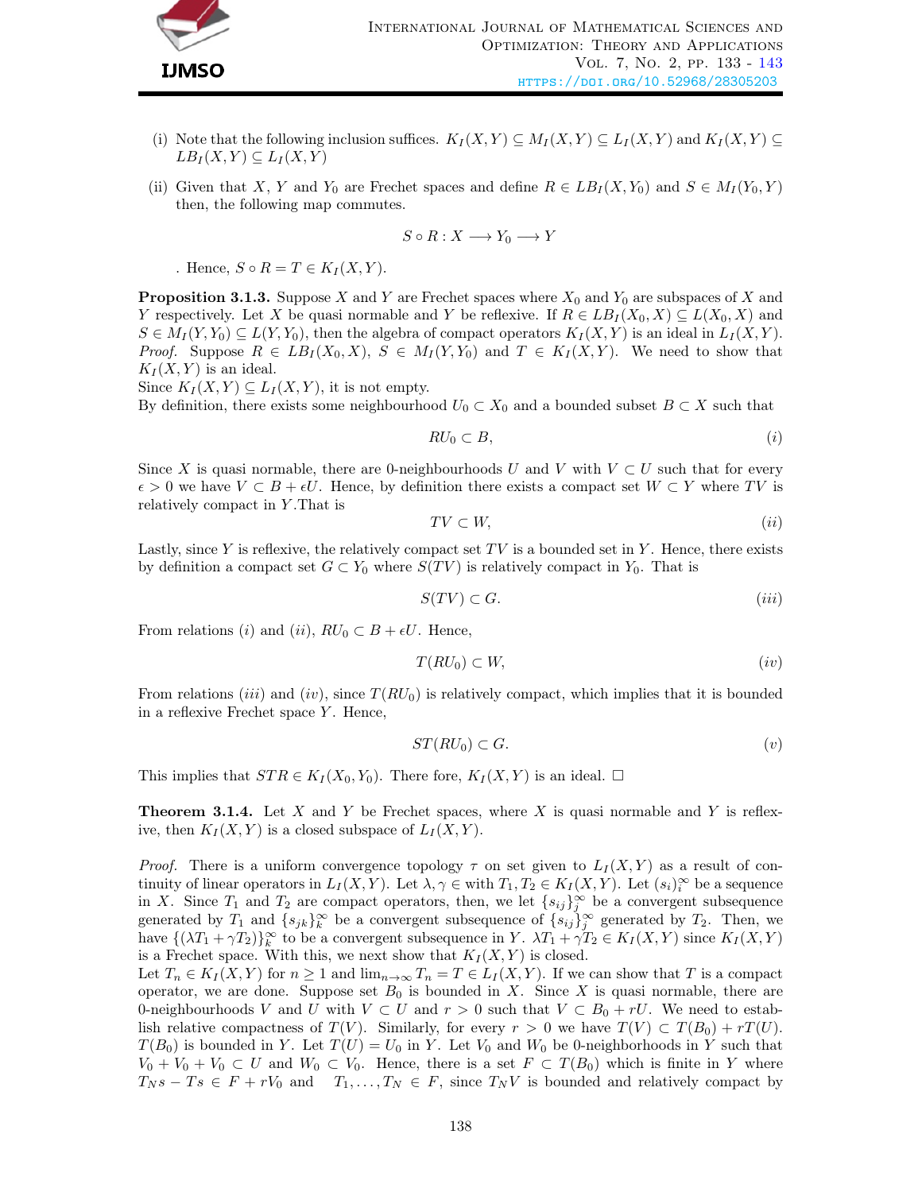(i) Note that the following inclusion suffices. $K_I(X,Y) \subseteq M_I(X,Y) \subseteq L_I(X,Y)$ and $K_I(X,Y) \subseteq LB_I(X,Y) \subseteq L_I(X,Y)$

(ii) Given that $X$, $Y$ and $Y_0$ are Frechet spaces and define $R \in LB_I(X, Y_0)$ and $S \in M_I(Y_0, Y)$ then, the following map commutes.

$$S \circ R : X \longrightarrow Y_0 \longrightarrow Y$$

. Hence, $S \circ R = T \in K_I(X,Y)$.

**Proposition 3.1.3.** *Suppose $X$ and $Y$ are Frechet spaces where $X_0$ and $Y_0$ are subspaces of $X$ and $Y$ respectively. Let $X$ be quasi normable and $Y$ be reflexive. If $R \in LB_I(X_0, X) \subseteq L(X_0, X)$ and $S \in M_I(Y, Y_0) \subseteq L(Y, Y_0)$, then the algebra of compact operators $K_I(X,Y)$ is an ideal in $L_I(X,Y)$.*

*Proof.* Suppose $R \in LB_I(X_0, X)$, $S \in M_I(Y, Y_0)$ and $T \in K_I(X,Y)$. We need to show that $K_I(X,Y)$ is an ideal.
Since $K_I(X,Y) \subseteq L_I(X,Y)$, it is not empty.
By definition, there exists some neighbourhood $U_0 \subset X_0$ and a bounded subset $B \subset X$ such that

$$RU_0 \subset B, \tag{i}$$

Since $X$ is quasi normable, there are 0-neighbourhoods $U$ and $V$ with $V \subset U$ such that for every $\epsilon > 0$ we have $V \subset B + \epsilon U$. Hence, by definition there exists a compact set $W \subset Y$ where $TV$ is relatively compact in $Y$.That is

$$TV \subset W, \tag{ii}$$

Lastly, since $Y$ is reflexive, the relatively compact set $TV$ is a bounded set in $Y$. Hence, there exists by definition a compact set $G \subset Y_0$ where $S(TV)$ is relatively compact in $Y_0$. That is

$$S(TV) \subset G. \tag{iii}$$

From relations $(i)$ and $(ii)$, $RU_0 \subset B + \epsilon U$. Hence,

$$T(RU_0) \subset W, \tag{iv}$$

From relations $(iii)$ and $(iv)$, since $T(RU_0)$ is relatively compact, which implies that it is bounded in a reflexive Frechet space $Y$. Hence,

$$ST(RU_0) \subset G. \tag{v}$$

This implies that $STR \in K_I(X_0, Y_0)$. There fore, $K_I(X,Y)$ is an ideal. □

**Theorem 3.1.4.** *Let $X$ and $Y$ be Frechet spaces, where $X$ is quasi normable and $Y$ is reflexive, then $K_I(X,Y)$ is a closed subspace of $L_I(X,Y)$.*

*Proof.* There is a uniform convergence topology $\tau$ on set given to $L_I(X,Y)$ as a result of continuity of linear operators in $L_I(X,Y)$. Let $\lambda, \gamma \in$ with $T_1, T_2 \in K_I(X,Y)$. Let $(s_i)_i^\infty$ be a sequence in $X$. Since $T_1$ and $T_2$ are compact operators, then, we let $\{s_{ij}\}_j^\infty$ be a convergent subsequence generated by $T_1$ and $\{s_{jk}\}_k^\infty$ be a convergent subsequence of $\{s_{ij}\}_j^\infty$ generated by $T_2$. Then, we have $\{(\lambda T_1 + \gamma T_2)\}_k^\infty$ to be a convergent subsequence in $Y$. $\lambda T_1 + \gamma T_2 \in K_I(X,Y)$ since $K_I(X,Y)$ is a Frechet space. With this, we next show that $K_I(X,Y)$ is closed.
Let $T_n \in K_I(X,Y)$ for $n \geq 1$ and $\lim_{n\to\infty} T_n = T \in L_I(X,Y)$. If we can show that $T$ is a compact operator, we are done. Suppose set $B_0$ is bounded in $X$. Since $X$ is quasi normable, there are 0-neighbourhoods $V$ and $U$ with $V \subset U$ and $r > 0$ such that $V \subset B_0 + rU$. We need to establish relative compactness of $T(V)$. Similarly, for every $r > 0$ we have $T(V) \subset T(B_0) + rT(U)$. $T(B_0)$ is bounded in $Y$. Let $T(U) = U_0$ in $Y$. Let $V_0$ and $W_0$ be 0-neighborhoods in $Y$ such that $V_0 + V_0 + V_0 \subset U$ and $W_0 \subset V_0$. Hence, there is a set $F \subset T(B_0)$ which is finite in $Y$ where $T_N s - Ts \in F + rV_0$ and $T_1, \ldots, T_N \in F$, since $T_N V$ is bounded and relatively compact by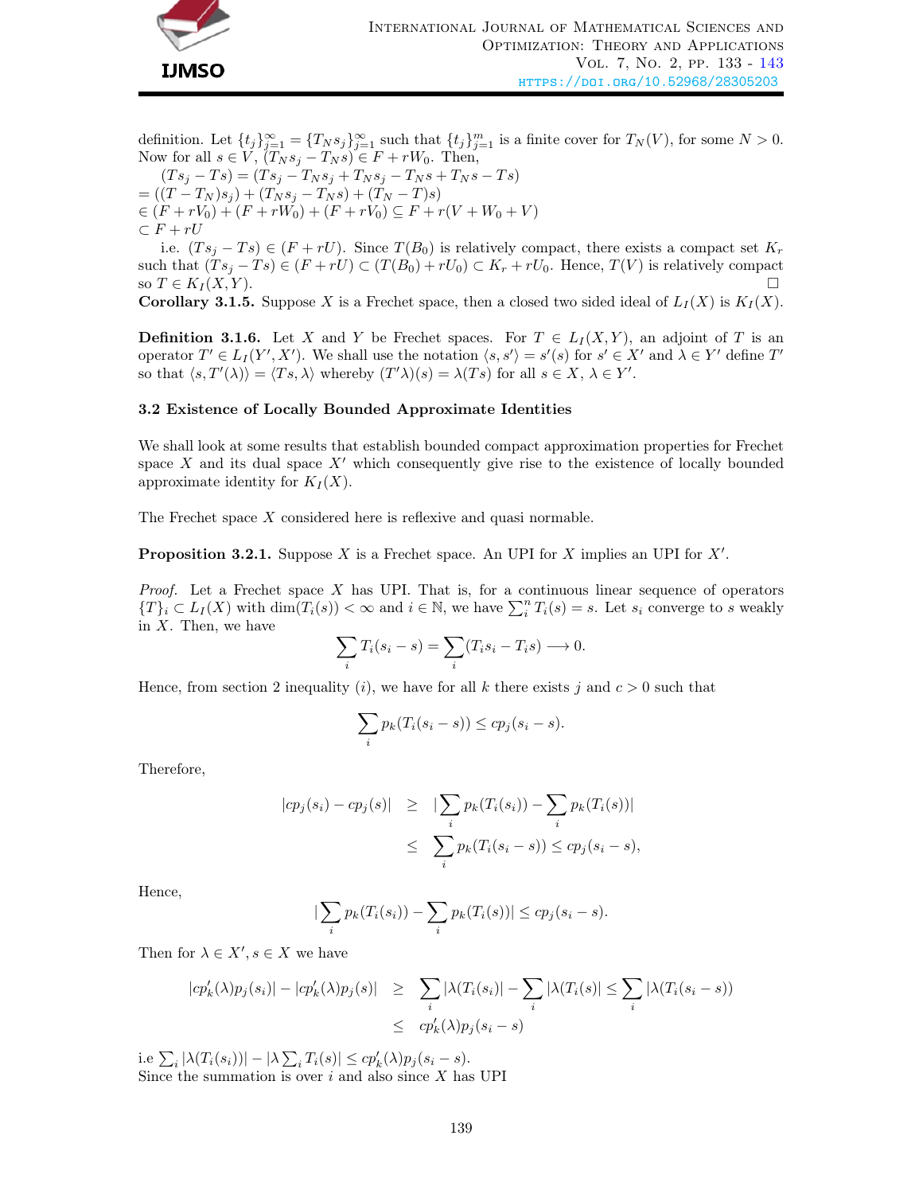definition. Let $\{t_j\}_{j=1}^{\infty} = \{T_N s_j\}_{j=1}^{\infty}$ such that $\{t_j\}_{j=1}^{m}$ is a finite cover for $T_N(V)$, for some $N > 0$. Now for all $s \in V$, $(T_N s_j - T_N s) \in F + rW_0$. Then,

$(Ts_j - Ts) = (Ts_j - T_N s_j + T_N s_j - T_N s + T_N s - Ts)$
$= ((T - T_N)s_j) + (T_N s_j - T_N s) + (T_N - T)s)$
$\in (F + rV_0) + (F + rW_0) + (F + rV_0) \subseteq F + r(V + W_0 + V)$
$\subset F + rU$

i.e. $(Ts_j - Ts) \in (F + rU)$. Since $T(B_0)$ is relatively compact, there exists a compact set $K_r$ such that $(Ts_j - Ts) \in (F + rU) \subset (T(B_0) + rU_0) \subset K_r + rU_0$. Hence, $T(V)$ is relatively compact so $T \in K_I(X, Y)$. □

**Corollary 3.1.5.** Suppose $X$ is a Frechet space, then a closed two sided ideal of $L_I(X)$ is $K_I(X)$.

**Definition 3.1.6.** Let $X$ and $Y$ be Frechet spaces. For $T \in L_I(X, Y)$, an adjoint of $T$ is an operator $T' \in L_I(Y', X')$. We shall use the notation $\langle s, s' \rangle = s'(s)$ for $s' \in X'$ and $\lambda \in Y'$ define $T'$ so that $\langle s, T'(\lambda) \rangle = \langle Ts, \lambda \rangle$ whereby $(T'\lambda)(s) = \lambda(Ts)$ for all $s \in X$, $\lambda \in Y'$.

### 3.2 Existence of Locally Bounded Approximate Identities

We shall look at some results that establish bounded compact approximation properties for Frechet space $X$ and its dual space $X'$ which consequently give rise to the existence of locally bounded approximate identity for $K_I(X)$.

The Frechet space $X$ considered here is reflexive and quasi normable.

**Proposition 3.2.1.** Suppose $X$ is a Frechet space. An UPI for $X$ implies an UPI for $X'$.

*Proof.* Let a Frechet space $X$ has UPI. That is, for a continuous linear sequence of operators $\{T\}_i \subset L_I(X)$ with $\dim(T_i(s)) < \infty$ and $i \in \mathbb{N}$, we have $\sum_i^n T_i(s) = s$. Let $s_i$ converge to $s$ weakly in $X$. Then, we have

$$\sum_i T_i(s_i - s) = \sum_i (T_i s_i - T_i s) \longrightarrow 0.$$

Hence, from section 2 inequality $(i)$, we have for all $k$ there exists $j$ and $c > 0$ such that

$$\sum_i p_k(T_i(s_i - s)) \leq c p_j(s_i - s).$$

Therefore,

$$\begin{aligned} |cp_j(s_i) - cp_j(s)| &\geq |\sum_i p_k(T_i(s_i)) - \sum_i p_k(T_i(s))| \\ &\leq \sum_i p_k(T_i(s_i - s)) \leq cp_j(s_i - s), \end{aligned}$$

Hence,

$$|\sum_i p_k(T_i(s_i)) - \sum_i p_k(T_i(s))| \leq cp_j(s_i - s).$$

Then for $\lambda \in X'$, $s \in X$ we have

$$\begin{aligned} |cp'_k(\lambda)p_j(s_i)| - |cp'_k(\lambda)p_j(s)| &\geq \sum_i |\lambda(T_i(s_i)| - \sum_i |\lambda(T_i(s)| \leq \sum_i |\lambda(T_i(s_i - s)) \\ &\leq cp'_k(\lambda)p_j(s_i - s) \end{aligned}$$

i.e $\sum_i |\lambda(T_i(s_i))| - |\lambda \sum_i T_i(s)| \leq cp'_k(\lambda)p_j(s_i - s)$.
Since the summation is over $i$ and also since $X$ has UPI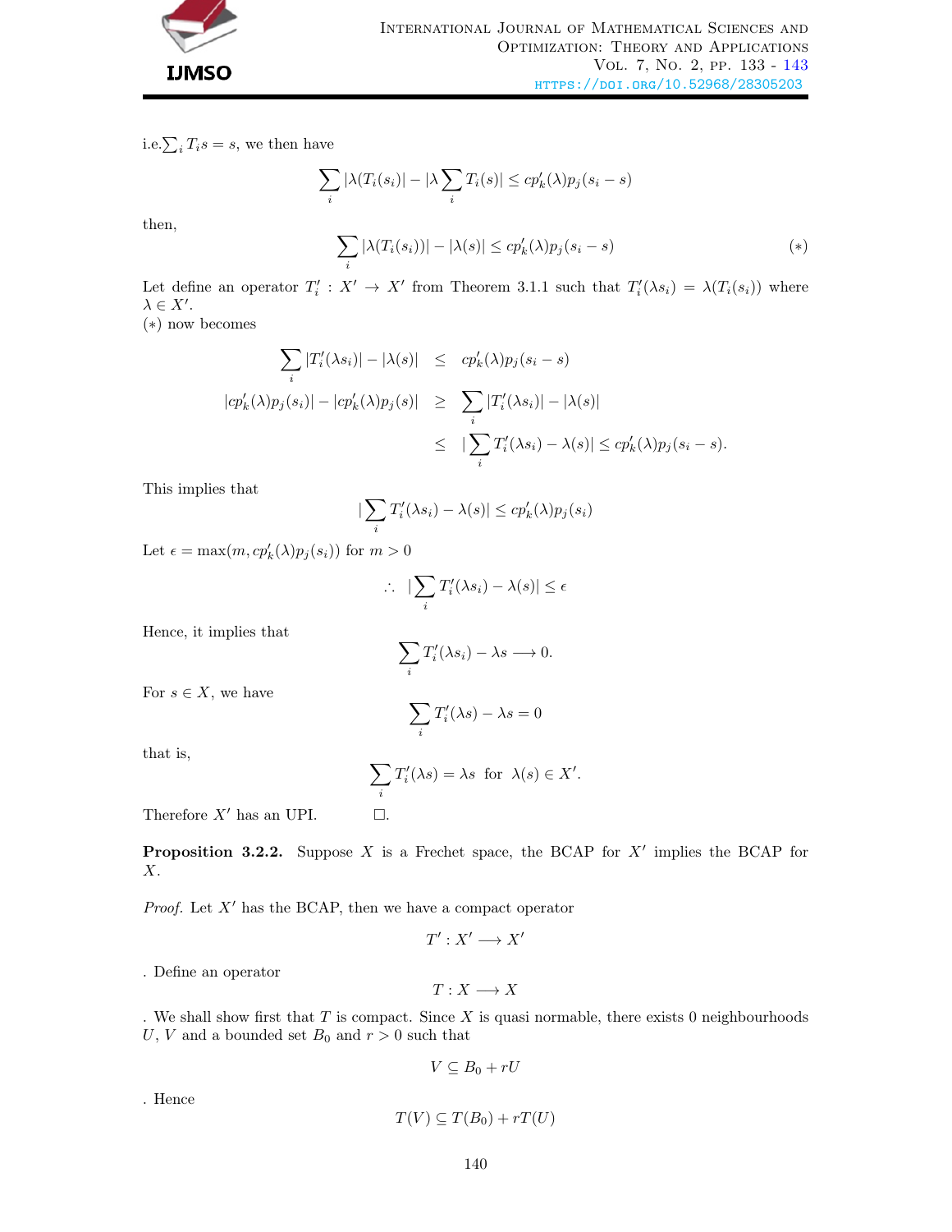i.e.$\sum_i T_i s = s$, we then have

$$\sum_i |\lambda(T_i(s_i)| - |\lambda \sum_i T_i(s)| \leq cp'_k(\lambda)p_j(s_i - s)$$

then,

$$\sum_i |\lambda(T_i(s_i))| - |\lambda(s)| \leq cp'_k(\lambda)p_j(s_i - s) \tag{$*$}$$

Let define an operator $T'_i : X' \to X'$ from Theorem 3.1.1 such that $T'_i(\lambda s_i) = \lambda(T_i(s_i))$ where $\lambda \in X'$.
$(*)$ now becomes

$$\begin{aligned}
\sum_i |T'_i(\lambda s_i)| - |\lambda(s)| &\leq cp'_k(\lambda)p_j(s_i - s) \\
|cp'_k(\lambda)p_j(s_i)| - |cp'_k(\lambda)p_j(s)| &\geq \sum_i |T'_i(\lambda s_i)| - |\lambda(s)| \\
&\leq |\sum_i T'_i(\lambda s_i) - \lambda(s)| \leq cp'_k(\lambda)p_j(s_i - s).
\end{aligned}$$

This implies that

$$|\sum_i T'_i(\lambda s_i) - \lambda(s)| \leq cp'_k(\lambda)p_j(s_i)$$

Let $\epsilon = \max(m, cp'_k(\lambda)p_j(s_i))$ for $m > 0$

$$\therefore \quad |\sum_i T'_i(\lambda s_i) - \lambda(s)| \leq \epsilon$$

Hence, it implies that

$$\sum_i T'_i(\lambda s_i) - \lambda s \longrightarrow 0.$$

For $s \in X$, we have

$$\sum_i T'_i(\lambda s) - \lambda s = 0$$

that is,

$$\sum_i T'_i(\lambda s) = \lambda s \ \text{ for } \ \lambda(s) \in X'.$$

Therefore $X'$ has an UPI. $\square$.

**Proposition 3.2.2.** Suppose $X$ is a Frechet space, the BCAP for $X'$ implies the BCAP for $X$.

*Proof.* Let $X'$ has the BCAP, then we have a compact operator

$$T' : X' \longrightarrow X'$$

. Define an operator

$$T : X \longrightarrow X$$

. We shall show first that $T$ is compact. Since $X$ is quasi normable, there exists 0 neighbourhoods $U$, $V$ and a bounded set $B_0$ and $r > 0$ such that

$$V \subseteq B_0 + rU$$

. Hence

$$T(V) \subseteq T(B_0) + rT(U)$$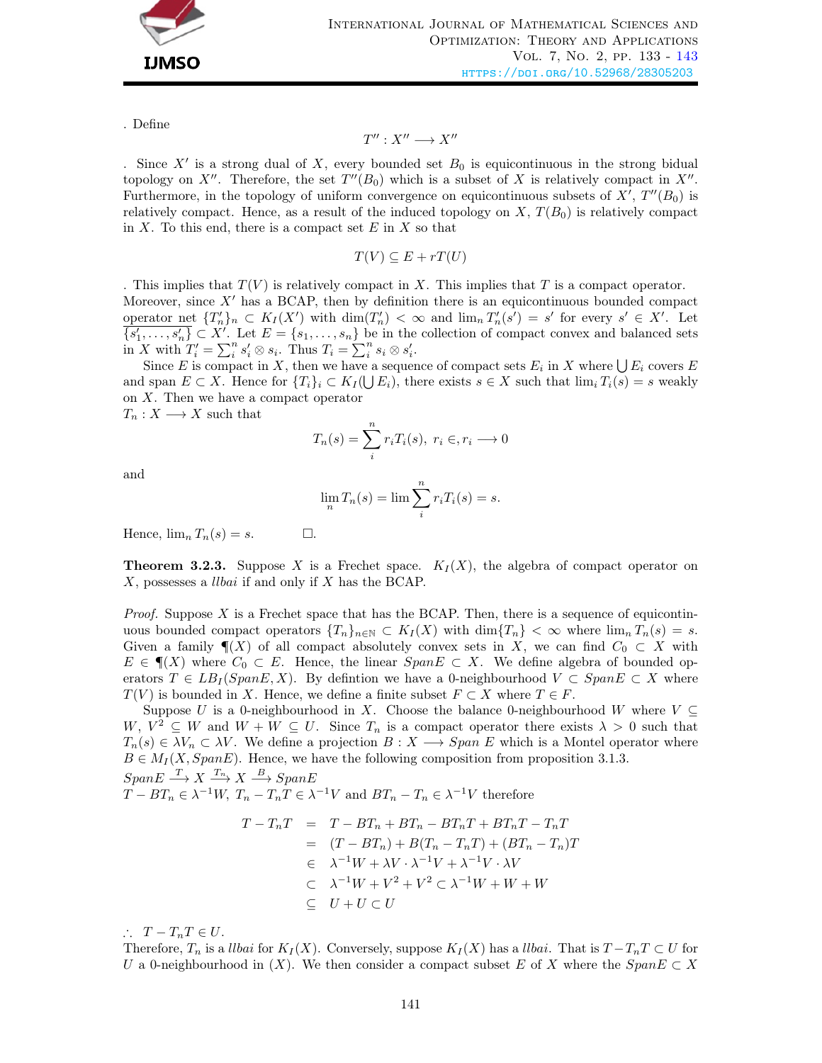. Define

$$T'' : X'' \longrightarrow X''$$

. Since $X'$ is a strong dual of $X$, every bounded set $B_0$ is equicontinuous in the strong bidual topology on $X''$. Therefore, the set $T''(B_0)$ which is a subset of $X$ is relatively compact in $X''$. Furthermore, in the topology of uniform convergence on equicontinuous subsets of $X'$, $T''(B_0)$ is relatively compact. Hence, as a result of the induced topology on $X$, $T(B_0)$ is relatively compact in $X$. To this end, there is a compact set $E$ in $X$ so that

$$T(V) \subseteq E + rT(U)$$

. This implies that $T(V)$ is relatively compact in $X$. This implies that $T$ is a compact operator. Moreover, since $X'$ has a BCAP, then by definition there is an equicontinuous bounded compact operator net $\{T_n'\}_n \subset K_I(X')$ with $\dim(T_n') < \infty$ and $\lim_n T_n'(s') = s'$ for every $s' \in X'$. Let $\{s_1', \ldots, s_n'\} \subset X'$. Let $E = \{s_1, \ldots, s_n\}$ be in the collection of compact convex and balanced sets in $X$ with $T_i' = \sum_i^n s_i' \otimes s_i$. Thus $T_i = \sum_i^n s_i \otimes s_i'$.

Since $E$ is compact in $X$, then we have a sequence of compact sets $E_i$ in $X$ where $\bigcup E_i$ covers $E$ and span $E \subset X$. Hence for $\{T_i\}_i \subset K_I(\bigcup E_i)$, there exists $s \in X$ such that $\lim_i T_i(s) = s$ weakly on $X$. Then we have a compact operator
$T_n : X \longrightarrow X$ such that

$$T_n(s) = \sum_i^n r_i T_i(s),\ r_i \in, r_i \longrightarrow 0$$

and

$$\lim_n T_n(s) = \lim \sum_i^n r_i T_i(s) = s.$$

Hence, $\lim_n T_n(s) = s$. $\square$.

**Theorem 3.2.3.** Suppose $X$ is a Frechet space. $K_I(X)$, the algebra of compact operator on $X$, possesses a *llbai* if and only if $X$ has the BCAP.

*Proof.* Suppose $X$ is a Frechet space that has the BCAP. Then, there is a sequence of equicontinuous bounded compact operators $\{T_n\}_{n \in \mathbb{N}} \subset K_I(X)$ with $\dim\{T_n\} < \infty$ where $\lim_n T_n(s) = s$. Given a family $\P(X)$ of all compact absolutely convex sets in $X$, we can find $C_0 \subset X$ with $E \in \P(X)$ where $C_0 \subset E$. Hence, the linear $Span E \subset X$. We define algebra of bounded operators $T \in LB_I(Span E, X)$. By defintion we have a 0-neighbourhood $V \subset Span E \subset X$ where $T(V)$ is bounded in $X$. Hence, we define a finite subset $F \subset X$ where $T \in F$.

Suppose $U$ is a 0-neighbourhood in $X$. Choose the balance 0-neighbourhood $W$ where $V \subseteq W$, $V^2 \subseteq W$ and $W + W \subseteq U$. Since $T_n$ is a compact operator there exists $\lambda > 0$ such that $T_n(s) \in \lambda V_n \subset \lambda V$. We define a projection $B : X \longrightarrow Span\ E$ which is a Montel operator where $B \in M_I(X, Span E)$. Hence, we have the following composition from proposition 3.1.3.
$Span E \xrightarrow{T} X \xrightarrow{T_n} X \xrightarrow{B} Span E$
$T - BT_n \in \lambda^{-1} W$, $T_n - T_n T \in \lambda^{-1} V$ and $BT_n - T_n \in \lambda^{-1} V$ therefore

$$\begin{aligned}
T - T_n T &= T - BT_n + BT_n - BT_n T + BT_n T - T_n T \\
&= (T - BT_n) + B(T_n - T_n T) + (BT_n - T_n)T \\
&\in \lambda^{-1} W + \lambda V \cdot \lambda^{-1} V + \lambda^{-1} V \cdot \lambda V \\
&\subset \lambda^{-1} W + V^2 + V^2 \subset \lambda^{-1} W + W + W \\
&\subseteq U + U \subset U
\end{aligned}$$

$\therefore\ T - T_n T \in U$.
Therefore, $T_n$ is a *llbai* for $K_I(X)$. Conversely, suppose $K_I(X)$ has a *llbai*. That is $T - T_n T \subset U$ for $U$ a 0-neighbourhood in $(X)$. We then consider a compact subset $E$ of $X$ where the $Span E \subset X$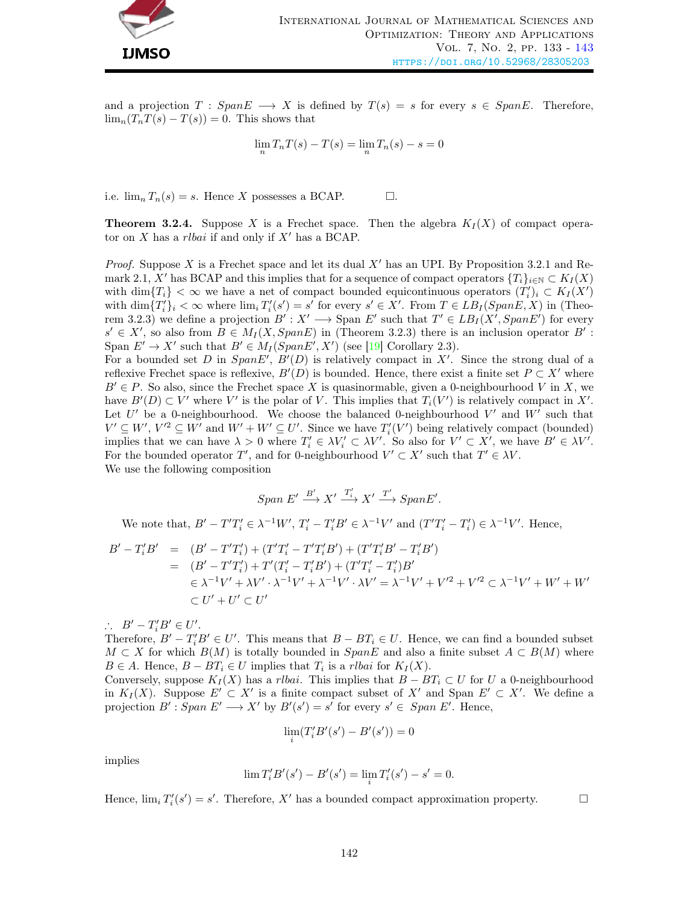and a projection $T : SpanE \longrightarrow X$ is defined by $T(s) = s$ for every $s \in SpanE$. Therefore, $\lim_n(T_nT(s) - T(s)) = 0$. This shows that

$$\lim_n T_nT(s) - T(s) = \lim_n T_n(s) - s = 0$$

i.e. $\lim_n T_n(s) = s$. Hence $X$ possesses a BCAP. $\square$.

**Theorem 3.2.4.** Suppose $X$ is a Frechet space. Then the algebra $K_I(X)$ of compact operator on $X$ has a *rlbai* if and only if $X'$ has a BCAP.

*Proof.* Suppose $X$ is a Frechet space and let its dual $X'$ has an UPI. By Proposition 3.2.1 and Remark 2.1, $X'$ has BCAP and this implies that for a sequence of compact operators $\{T_i\}_{i\in\mathbb{N}} \subset K_I(X)$ with $\dim\{T_i\} < \infty$ we have a net of compact bounded equicontinuous operators $(T'_i)_i \subset K_I(X')$ with $\dim\{T'_i\}_i < \infty$ where $\lim_i T'_i(s') = s'$ for every $s' \in X'$. From $T \in LB_I(SpanE, X)$ in (Theorem 3.2.3) we define a projection $B' : X' \longrightarrow \text{Span } E'$ such that $T' \in LB_I(X', SpanE')$ for every $s' \in X'$, so also from $B \in M_I(X, SpanE)$ in (Theorem 3.2.3) there is an inclusion operator $B' : \text{Span } E' \to X'$ such that $B' \in M_I(SpanE', X')$ (see [19] Corollary 2.3).
For a bounded set $D$ in $SpanE'$, $B'(D)$ is relatively compact in $X'$. Since the strong dual of a reflexive Frechet space is reflexive, $B'(D)$ is bounded. Hence, there exist a finite set $P \subset X'$ where $B' \in P$. So also, since the Frechet space $X$ is quasinormable, given a 0-neighbourhood $V$ in $X$, we have $B'(D) \subset V'$ where $V'$ is the polar of $V$. This implies that $T_i(V')$ is relatively compact in $X'$. Let $U'$ be a 0-neighbourhood. We choose the balanced 0-neighbourhood $V'$ and $W'$ such that $V' \subseteq W'$, $V'^2 \subseteq W'$ and $W' + W' \subseteq U'$. Since we have $T'_i(V')$ being relatively compact (bounded) implies that we can have $\lambda > 0$ where $T'_i \in \lambda V'_i \subset \lambda V'$. So also for $V' \subset X'$, we have $B' \in \lambda V'$. For the bounded operator $T'$, and for 0-neighbourhood $V' \subset X'$ such that $T' \in \lambda V$.
We use the following composition

$$Span\ E' \xrightarrow{B'} X' \xrightarrow{T'_i} X' \xrightarrow{T'} SpanE'.$$

We note that, $B' - T'T'_i \in \lambda^{-1}W'$, $T'_i - T'_iB' \in \lambda^{-1}V'$ and $(T'T'_i - T'_i) \in \lambda^{-1}V'$. Hence,

$$\begin{aligned}
B' - T'_iB' &= (B' - T'T'_i) + (T'T'_i - T'T'_iB') + (T'T'_iB' - T'_iB') \\
&= (B' - T'T'_i) + T'(T'_i - T'_iB') + (T'T'_i - T'_i)B' \\
&\in \lambda^{-1}V' + \lambda V' \cdot \lambda^{-1}V' + \lambda^{-1}V' \cdot \lambda V' = \lambda^{-1}V' + V'^2 + V'^2 \subset \lambda^{-1}V' + W' + W' \\
&\subset U' + U' \subset U'
\end{aligned}$$

$\therefore\ B' - T'_iB' \in U'$.
Therefore, $B' - T'_iB' \in U'$. This means that $B - BT_i \in U$. Hence, we can find a bounded subset $M \subset X$ for which $B(M)$ is totally bounded in $SpanE$ and also a finite subset $A \subset B(M)$ where $B \in A$. Hence, $B - BT_i \in U$ implies that $T_i$ is a *rlbai* for $K_I(X)$.
Conversely, suppose $K_I(X)$ has a *rlbai*. This implies that $B - BT_i \subset U$ for $U$ a 0-neighbourhood in $K_I(X)$. Suppose $E' \subset X'$ is a finite compact subset of $X'$ and $\text{Span } E' \subset X'$. We define a projection $B' : Span\ E' \longrightarrow X'$ by $B'(s') = s'$ for every $s' \in\ Span\ E'$. Hence,

$$\lim_i(T'_iB'(s') - B'(s')) = 0$$

implies

$$\lim T'_iB'(s') - B'(s') = \lim_i T'_i(s') - s' = 0.$$

Hence, $\lim_i T'_i(s') = s'$. Therefore, $X'$ has a bounded compact approximation property. $\square$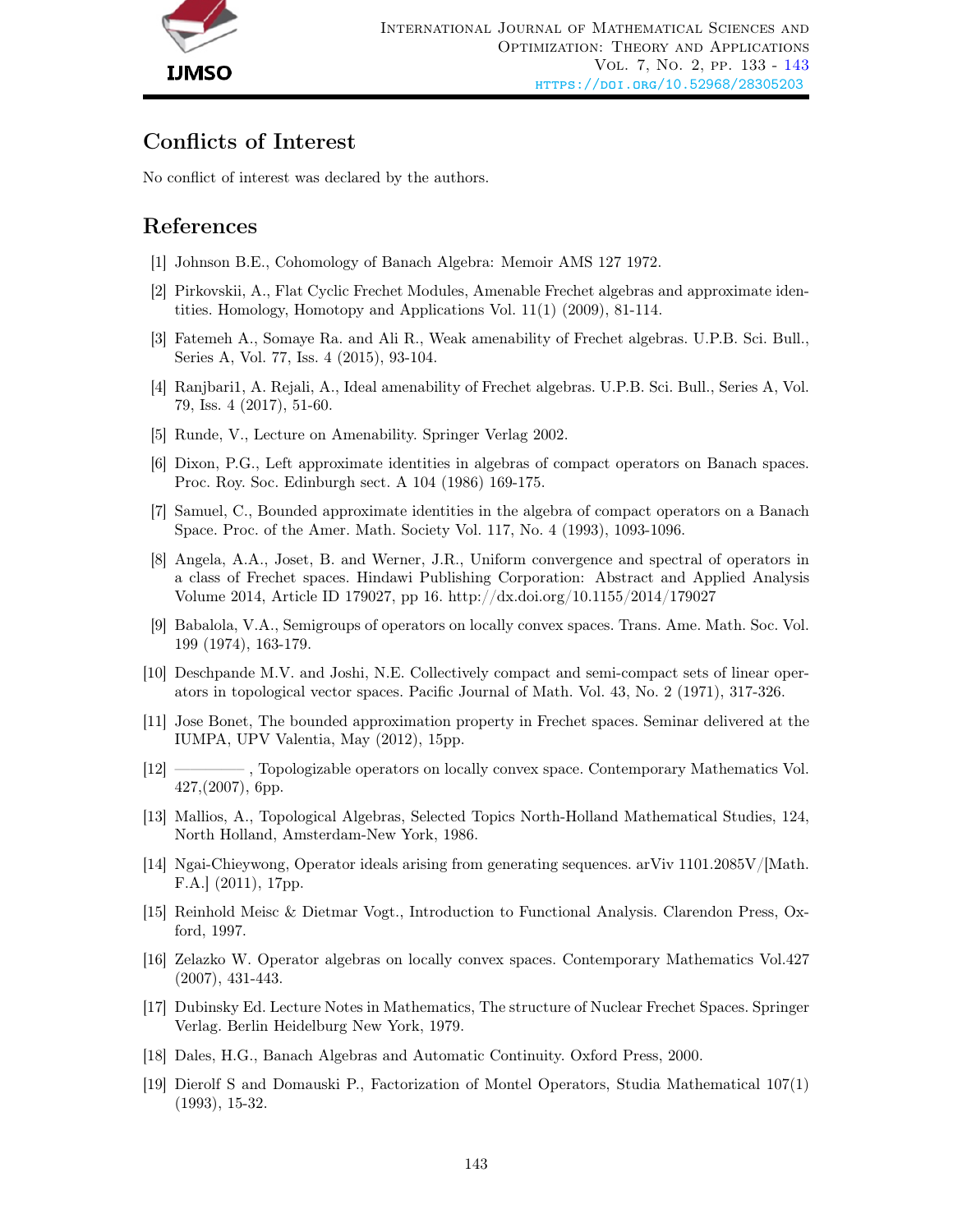## Conflicts of Interest

No conflict of interest was declared by the authors.

## References

[1] Johnson B.E., Cohomology of Banach Algebra: Memoir AMS 127 1972.

[2] Pirkovskii, A., Flat Cyclic Frechet Modules, Amenable Frechet algebras and approximate identities. Homology, Homotopy and Applications Vol. 11(1) (2009), 81-114.

[3] Fatemeh A., Somaye Ra. and Ali R., Weak amenability of Frechet algebras. U.P.B. Sci. Bull., Series A, Vol. 77, Iss. 4 (2015), 93-104.

[4] Ranjbari1, A. Rejali, A., Ideal amenability of Frechet algebras. U.P.B. Sci. Bull., Series A, Vol. 79, Iss. 4 (2017), 51-60.

[5] Runde, V., Lecture on Amenability. Springer Verlag 2002.

[6] Dixon, P.G., Left approximate identities in algebras of compact operators on Banach spaces. Proc. Roy. Soc. Edinburgh sect. A 104 (1986) 169-175.

[7] Samuel, C., Bounded approximate identities in the algebra of compact operators on a Banach Space. Proc. of the Amer. Math. Society Vol. 117, No. 4 (1993), 1093-1096.

[8] Angela, A.A., Joset, B. and Werner, J.R., Uniform convergence and spectral of operators in a class of Frechet spaces. Hindawi Publishing Corporation: Abstract and Applied Analysis Volume 2014, Article ID 179027, pp 16. http://dx.doi.org/10.1155/2014/179027

[9] Babalola, V.A., Semigroups of operators on locally convex spaces. Trans. Ame. Math. Soc. Vol. 199 (1974), 163-179.

[10] Deschpande M.V. and Joshi, N.E. Collectively compact and semi-compact sets of linear operators in topological vector spaces. Pacific Journal of Math. Vol. 43, No. 2 (1971), 317-326.

[11] Jose Bonet, The bounded approximation property in Frechet spaces. Seminar delivered at the IUMPA, UPV Valentia, May (2012), 15pp.

[12] ——————, Topologizable operators on locally convex space. Contemporary Mathematics Vol. 427,(2007), 6pp.

[13] Mallios, A., Topological Algebras, Selected Topics North-Holland Mathematical Studies, 124, North Holland, Amsterdam-New York, 1986.

[14] Ngai-Chieywong, Operator ideals arising from generating sequences. arViv 1101.2085V/[Math. F.A.] (2011), 17pp.

[15] Reinhold Meisc & Dietmar Vogt., Introduction to Functional Analysis. Clarendon Press, Oxford, 1997.

[16] Zelazko W. Operator algebras on locally convex spaces. Contemporary Mathematics Vol.427 (2007), 431-443.

[17] Dubinsky Ed. Lecture Notes in Mathematics, The structure of Nuclear Frechet Spaces. Springer Verlag. Berlin Heidelburg New York, 1979.

[18] Dales, H.G., Banach Algebras and Automatic Continuity. Oxford Press, 2000.

[19] Dierolf S and Domauski P., Factorization of Montel Operators, Studia Mathematical 107(1) (1993), 15-32.